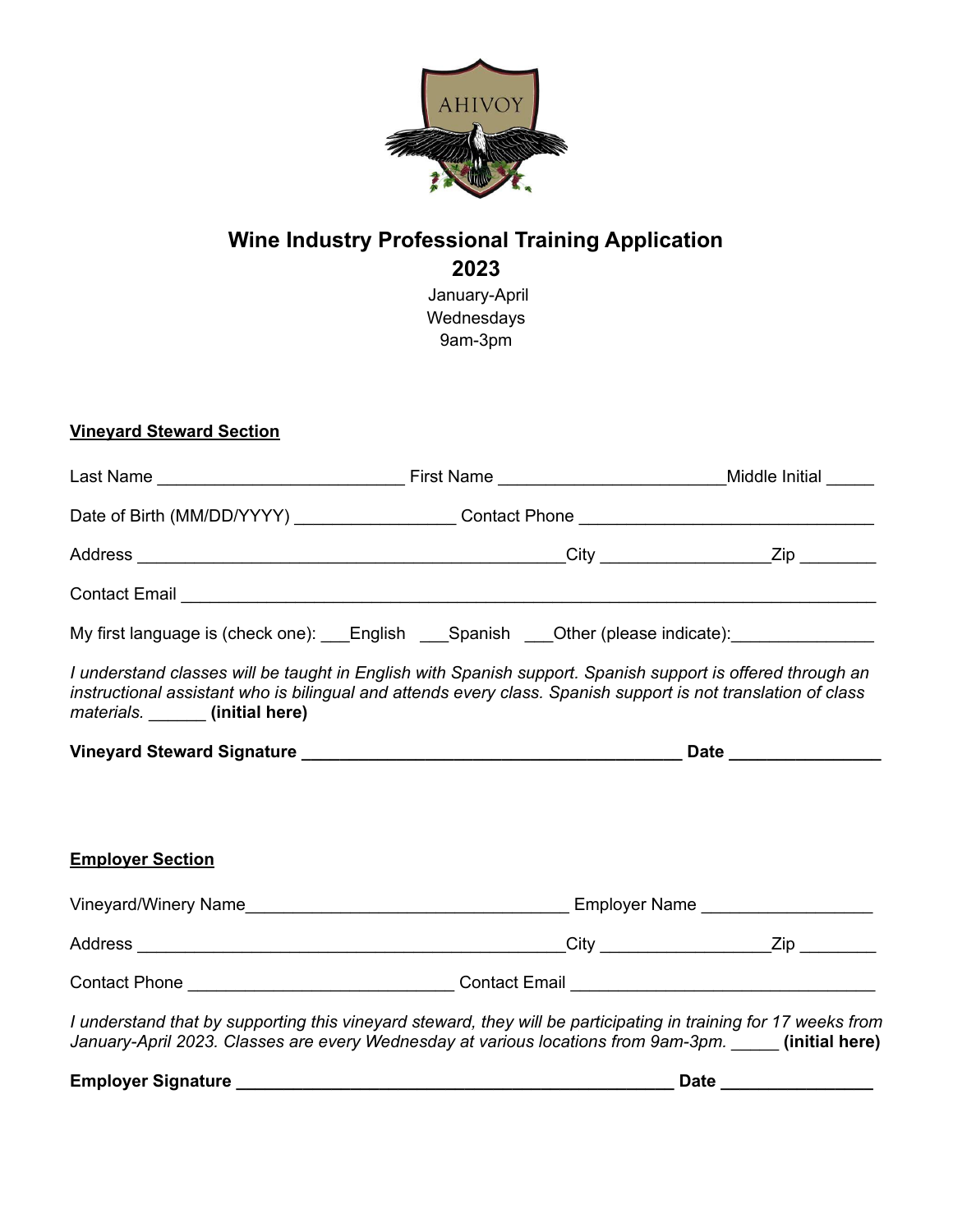AHIVOY

# Wine Industry Professional Training Application 2023

January-April
Wednesdays
9am-3pm

**Vineyard Steward Section**

Last Name __________________________ First Name ________________________Middle Initial _____

Date of Birth (MM/DD/YYYY) _________________ Contact Phone _______________________________

Address _____________________________________________City __________________Zip ________

Contact Email ___________________________________________________________________________

My first language is (check one): ___English ___Spanish ___Other (please indicate):_______________

*I understand classes will be taught in English with Spanish support. Spanish support is offered through an instructional assistant who is bilingual and attends every class. Spanish support is not translation of class materials.* ______ **(initial here)**

**Vineyard Steward Signature _________________________________________ Date ________________**

**Employer Section**

Vineyard/Winery Name___________________________________ Employer Name __________________

Address _____________________________________________City __________________Zip ________

Contact Phone ____________________________ Contact Email _________________________________

*I understand that by supporting this vineyard steward, they will be participating in training for 17 weeks from January-April 2023. Classes are every Wednesday at various locations from 9am-3pm.* _____ **(initial here)**

**Employer Signature ________________________________________________ Date ________________**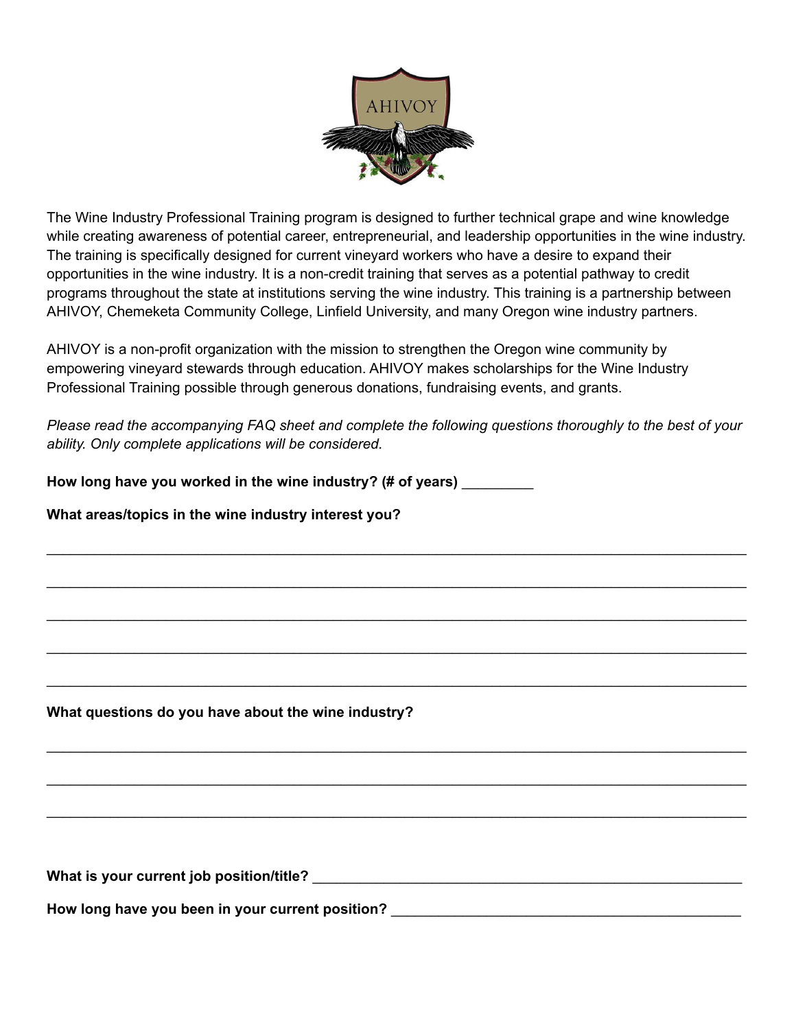The Wine Industry Professional Training program is designed to further technical grape and wine knowledge while creating awareness of potential career, entrepreneurial, and leadership opportunities in the wine industry. The training is specifically designed for current vineyard workers who have a desire to expand their opportunities in the wine industry. It is a non-credit training that serves as a potential pathway to credit programs throughout the state at institutions serving the wine industry. This training is a partnership between AHIVOY, Chemeketa Community College, Linfield University, and many Oregon wine industry partners.

AHIVOY is a non-profit organization with the mission to strengthen the Oregon wine community by empowering vineyard stewards through education. AHIVOY makes scholarships for the Wine Industry Professional Training possible through generous donations, fundraising events, and grants.

*Please read the accompanying FAQ sheet and complete the following questions thoroughly to the best of your ability. Only complete applications will be considered.*

**How long have you worked in the wine industry? (# of years)** _________

**What areas/topics in the wine industry interest you?**

_______________________________________________________________________________

_______________________________________________________________________________

_______________________________________________________________________________

_______________________________________________________________________________

_______________________________________________________________________________

**What questions do you have about the wine industry?**

_______________________________________________________________________________

_______________________________________________________________________________

_______________________________________________________________________________

**What is your current job position/title?** ___________________________________________________

**How long have you been in your current position?** _________________________________________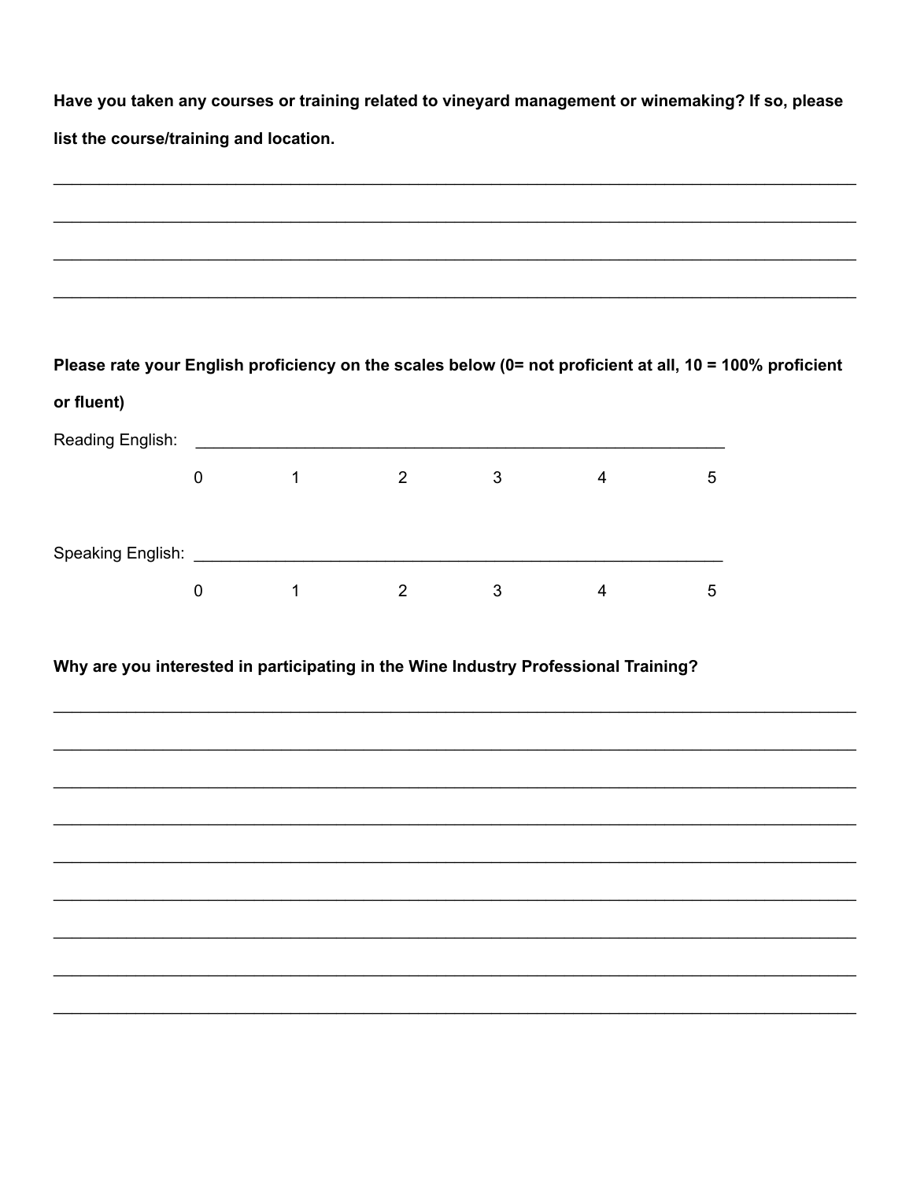**Have you taken any courses or training related to vineyard management or winemaking? If so, please list the course/training and location.**

\_\_\_\_\_\_\_\_\_\_\_\_\_\_\_\_\_\_\_\_\_\_\_\_\_\_\_\_\_\_\_\_\_\_\_\_\_\_\_\_\_\_\_\_\_\_\_\_\_\_\_\_\_\_\_\_\_\_\_\_\_\_\_\_\_\_\_\_\_\_\_\_\_\_\_\_\_\_

\_\_\_\_\_\_\_\_\_\_\_\_\_\_\_\_\_\_\_\_\_\_\_\_\_\_\_\_\_\_\_\_\_\_\_\_\_\_\_\_\_\_\_\_\_\_\_\_\_\_\_\_\_\_\_\_\_\_\_\_\_\_\_\_\_\_\_\_\_\_\_\_\_\_\_\_\_\_

\_\_\_\_\_\_\_\_\_\_\_\_\_\_\_\_\_\_\_\_\_\_\_\_\_\_\_\_\_\_\_\_\_\_\_\_\_\_\_\_\_\_\_\_\_\_\_\_\_\_\_\_\_\_\_\_\_\_\_\_\_\_\_\_\_\_\_\_\_\_\_\_\_\_\_\_\_\_

\_\_\_\_\_\_\_\_\_\_\_\_\_\_\_\_\_\_\_\_\_\_\_\_\_\_\_\_\_\_\_\_\_\_\_\_\_\_\_\_\_\_\_\_\_\_\_\_\_\_\_\_\_\_\_\_\_\_\_\_\_\_\_\_\_\_\_\_\_\_\_\_\_\_\_\_\_\_

**Please rate your English proficiency on the scales below (0= not proficient at all, 10 = 100% proficient or fluent)**

Reading English: \_\_\_\_\_\_\_\_\_\_\_\_\_\_\_\_\_\_\_\_\_\_\_\_\_\_\_\_\_\_\_\_\_\_\_\_\_\_\_\_\_\_\_\_\_\_\_\_\_\_\_\_\_\_\_\_

0 &nbsp;&nbsp;&nbsp;&nbsp; 1 &nbsp;&nbsp;&nbsp;&nbsp; 2 &nbsp;&nbsp;&nbsp;&nbsp; 3 &nbsp;&nbsp;&nbsp;&nbsp; 4 &nbsp;&nbsp;&nbsp;&nbsp; 5

Speaking English: \_\_\_\_\_\_\_\_\_\_\_\_\_\_\_\_\_\_\_\_\_\_\_\_\_\_\_\_\_\_\_\_\_\_\_\_\_\_\_\_\_\_\_\_\_\_\_\_\_\_\_\_\_\_\_\_

0 &nbsp;&nbsp;&nbsp;&nbsp; 1 &nbsp;&nbsp;&nbsp;&nbsp; 2 &nbsp;&nbsp;&nbsp;&nbsp; 3 &nbsp;&nbsp;&nbsp;&nbsp; 4 &nbsp;&nbsp;&nbsp;&nbsp; 5

**Why are you interested in participating in the Wine Industry Professional Training?**

\_\_\_\_\_\_\_\_\_\_\_\_\_\_\_\_\_\_\_\_\_\_\_\_\_\_\_\_\_\_\_\_\_\_\_\_\_\_\_\_\_\_\_\_\_\_\_\_\_\_\_\_\_\_\_\_\_\_\_\_\_\_\_\_\_\_\_\_\_\_\_\_\_\_\_\_\_\_

\_\_\_\_\_\_\_\_\_\_\_\_\_\_\_\_\_\_\_\_\_\_\_\_\_\_\_\_\_\_\_\_\_\_\_\_\_\_\_\_\_\_\_\_\_\_\_\_\_\_\_\_\_\_\_\_\_\_\_\_\_\_\_\_\_\_\_\_\_\_\_\_\_\_\_\_\_\_

\_\_\_\_\_\_\_\_\_\_\_\_\_\_\_\_\_\_\_\_\_\_\_\_\_\_\_\_\_\_\_\_\_\_\_\_\_\_\_\_\_\_\_\_\_\_\_\_\_\_\_\_\_\_\_\_\_\_\_\_\_\_\_\_\_\_\_\_\_\_\_\_\_\_\_\_\_\_

\_\_\_\_\_\_\_\_\_\_\_\_\_\_\_\_\_\_\_\_\_\_\_\_\_\_\_\_\_\_\_\_\_\_\_\_\_\_\_\_\_\_\_\_\_\_\_\_\_\_\_\_\_\_\_\_\_\_\_\_\_\_\_\_\_\_\_\_\_\_\_\_\_\_\_\_\_\_

\_\_\_\_\_\_\_\_\_\_\_\_\_\_\_\_\_\_\_\_\_\_\_\_\_\_\_\_\_\_\_\_\_\_\_\_\_\_\_\_\_\_\_\_\_\_\_\_\_\_\_\_\_\_\_\_\_\_\_\_\_\_\_\_\_\_\_\_\_\_\_\_\_\_\_\_\_\_

\_\_\_\_\_\_\_\_\_\_\_\_\_\_\_\_\_\_\_\_\_\_\_\_\_\_\_\_\_\_\_\_\_\_\_\_\_\_\_\_\_\_\_\_\_\_\_\_\_\_\_\_\_\_\_\_\_\_\_\_\_\_\_\_\_\_\_\_\_\_\_\_\_\_\_\_\_\_

\_\_\_\_\_\_\_\_\_\_\_\_\_\_\_\_\_\_\_\_\_\_\_\_\_\_\_\_\_\_\_\_\_\_\_\_\_\_\_\_\_\_\_\_\_\_\_\_\_\_\_\_\_\_\_\_\_\_\_\_\_\_\_\_\_\_\_\_\_\_\_\_\_\_\_\_\_\_

\_\_\_\_\_\_\_\_\_\_\_\_\_\_\_\_\_\_\_\_\_\_\_\_\_\_\_\_\_\_\_\_\_\_\_\_\_\_\_\_\_\_\_\_\_\_\_\_\_\_\_\_\_\_\_\_\_\_\_\_\_\_\_\_\_\_\_\_\_\_\_\_\_\_\_\_\_\_

\_\_\_\_\_\_\_\_\_\_\_\_\_\_\_\_\_\_\_\_\_\_\_\_\_\_\_\_\_\_\_\_\_\_\_\_\_\_\_\_\_\_\_\_\_\_\_\_\_\_\_\_\_\_\_\_\_\_\_\_\_\_\_\_\_\_\_\_\_\_\_\_\_\_\_\_\_\_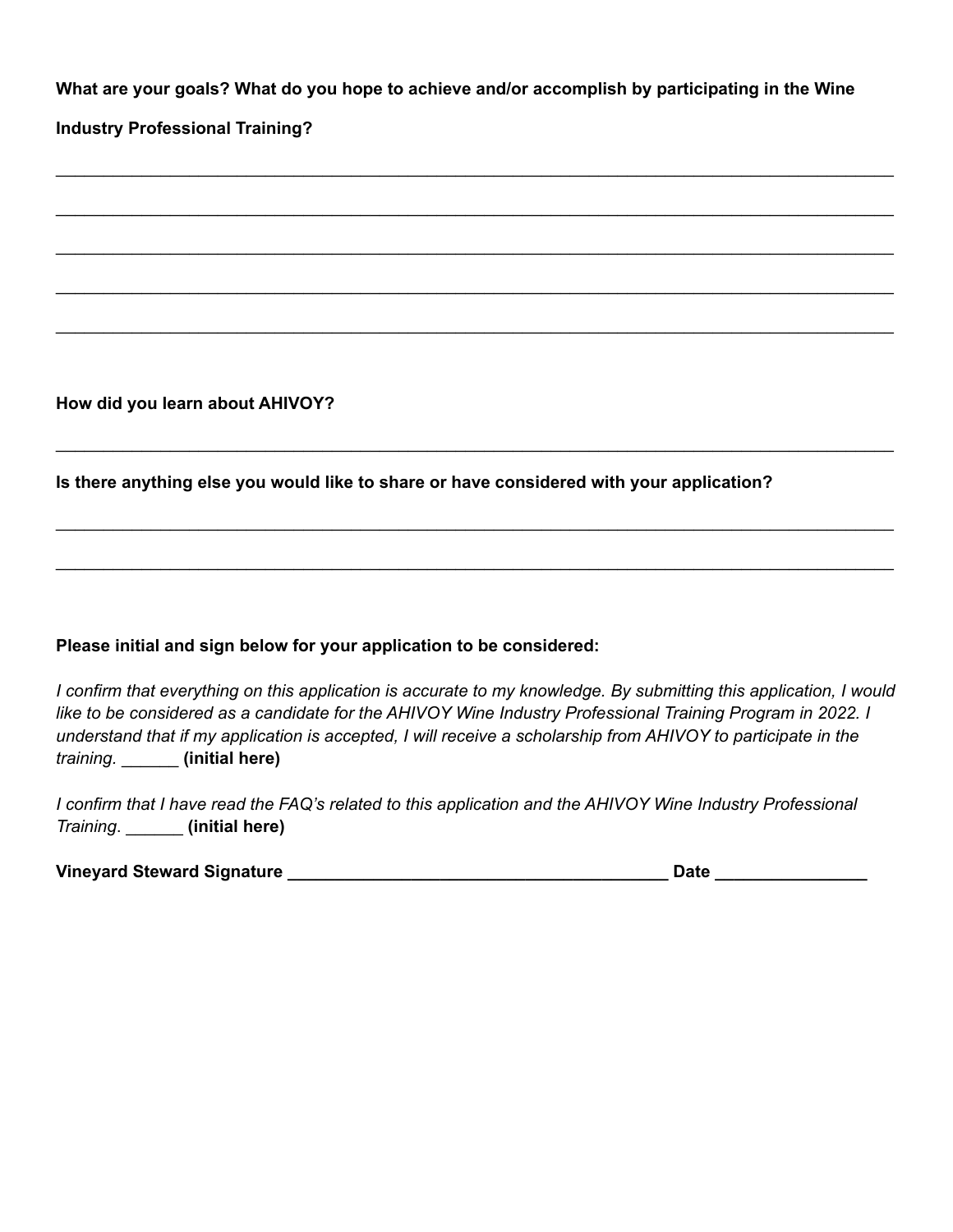**What are your goals? What do you hope to achieve and/or accomplish by participating in the Wine Industry Professional Training?**

______________________________________________________________________________________

______________________________________________________________________________________

______________________________________________________________________________________

______________________________________________________________________________________

______________________________________________________________________________________

**How did you learn about AHIVOY?**

______________________________________________________________________________________

**Is there anything else you would like to share or have considered with your application?**

______________________________________________________________________________________

______________________________________________________________________________________

**Please initial and sign below for your application to be considered:**

*I confirm that everything on this application is accurate to my knowledge. By submitting this application, I would like to be considered as a candidate for the AHIVOY Wine Industry Professional Training Program in 2022. I understand that if my application is accepted, I will receive a scholarship from AHIVOY to participate in the training.* ______ **(initial here)**

*I confirm that I have read the FAQ's related to this application and the AHIVOY Wine Industry Professional Training*. ______ **(initial here)**

**Vineyard Steward Signature ________________________________________ Date ________________**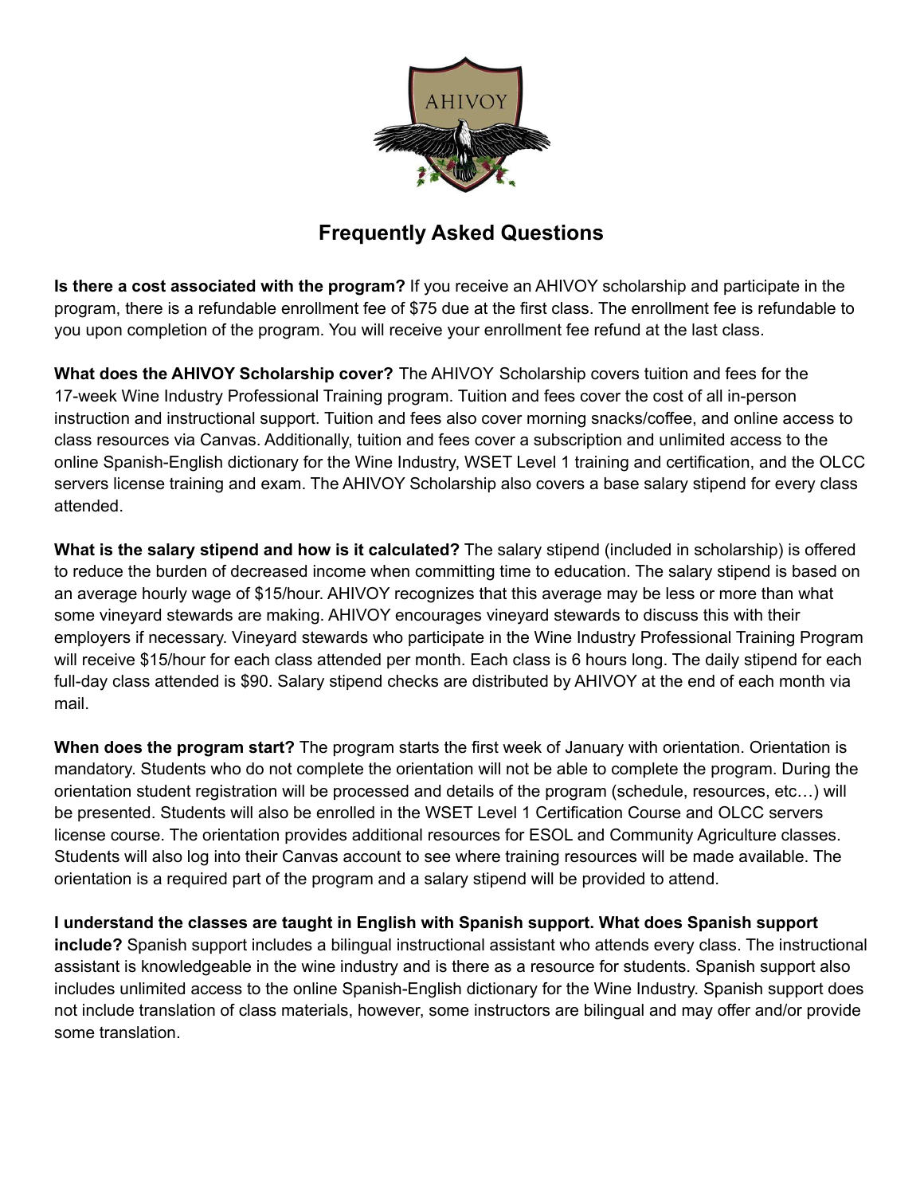## Frequently Asked Questions

**Is there a cost associated with the program?** If you receive an AHIVOY scholarship and participate in the program, there is a refundable enrollment fee of $75 due at the first class. The enrollment fee is refundable to you upon completion of the program. You will receive your enrollment fee refund at the last class.

**What does the AHIVOY Scholarship cover?** The AHIVOY Scholarship covers tuition and fees for the 17-week Wine Industry Professional Training program. Tuition and fees cover the cost of all in-person instruction and instructional support. Tuition and fees also cover morning snacks/coffee, and online access to class resources via Canvas. Additionally, tuition and fees cover a subscription and unlimited access to the online Spanish-English dictionary for the Wine Industry, WSET Level 1 training and certification, and the OLCC servers license training and exam. The AHIVOY Scholarship also covers a base salary stipend for every class attended.

**What is the salary stipend and how is it calculated?** The salary stipend (included in scholarship) is offered to reduce the burden of decreased income when committing time to education. The salary stipend is based on an average hourly wage of $15/hour. AHIVOY recognizes that this average may be less or more than what some vineyard stewards are making. AHIVOY encourages vineyard stewards to discuss this with their employers if necessary. Vineyard stewards who participate in the Wine Industry Professional Training Program will receive $15/hour for each class attended per month. Each class is 6 hours long. The daily stipend for each full-day class attended is $90. Salary stipend checks are distributed by AHIVOY at the end of each month via mail.

**When does the program start?** The program starts the first week of January with orientation. Orientation is mandatory. Students who do not complete the orientation will not be able to complete the program. During the orientation student registration will be processed and details of the program (schedule, resources, etc…) will be presented. Students will also be enrolled in the WSET Level 1 Certification Course and OLCC servers license course. The orientation provides additional resources for ESOL and Community Agriculture classes. Students will also log into their Canvas account to see where training resources will be made available. The orientation is a required part of the program and a salary stipend will be provided to attend.

**I understand the classes are taught in English with Spanish support. What does Spanish support include?** Spanish support includes a bilingual instructional assistant who attends every class. The instructional assistant is knowledgeable in the wine industry and is there as a resource for students. Spanish support also includes unlimited access to the online Spanish-English dictionary for the Wine Industry. Spanish support does not include translation of class materials, however, some instructors are bilingual and may offer and/or provide some translation.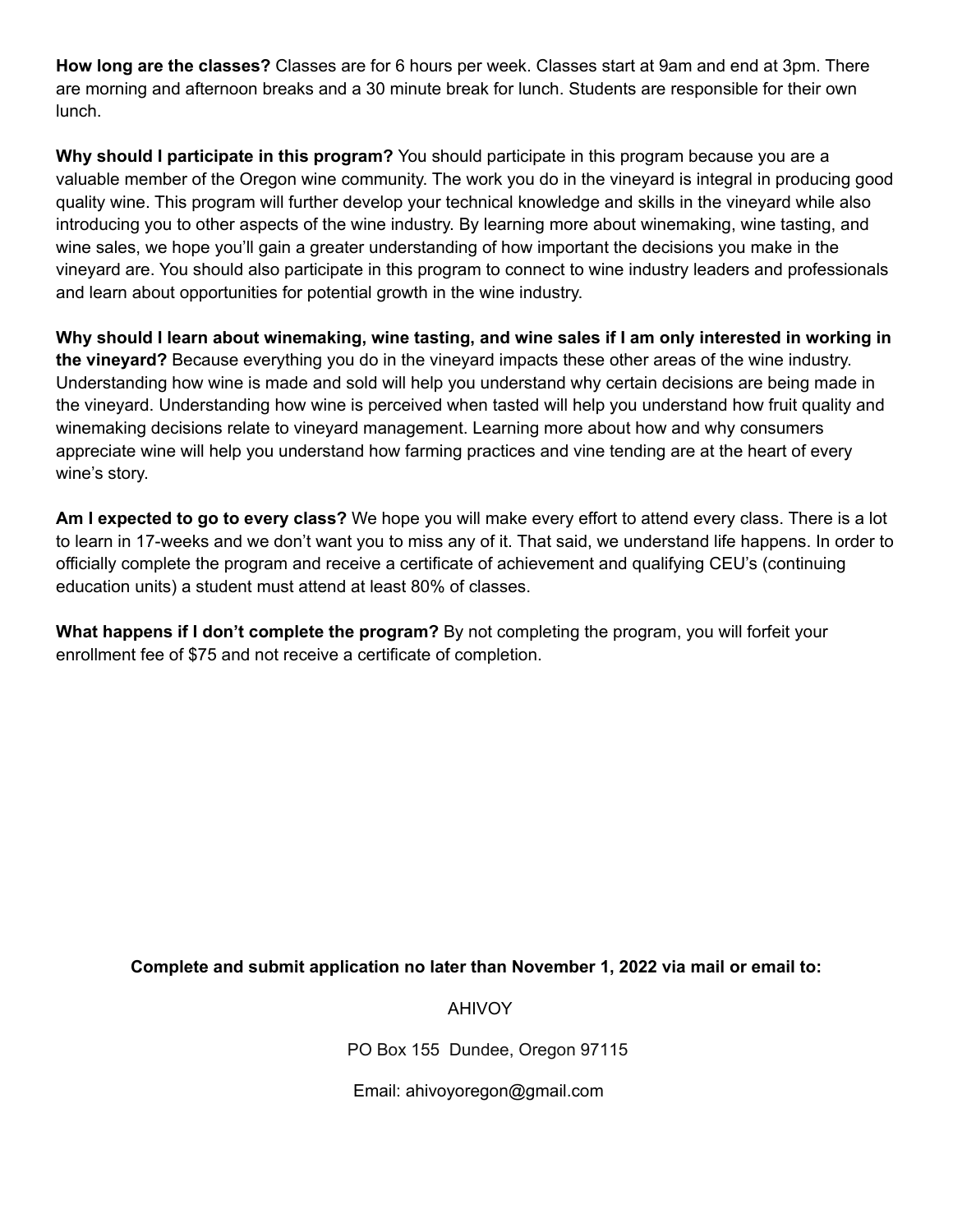**How long are the classes?** Classes are for 6 hours per week. Classes start at 9am and end at 3pm. There are morning and afternoon breaks and a 30 minute break for lunch. Students are responsible for their own lunch.

**Why should I participate in this program?** You should participate in this program because you are a valuable member of the Oregon wine community. The work you do in the vineyard is integral in producing good quality wine. This program will further develop your technical knowledge and skills in the vineyard while also introducing you to other aspects of the wine industry. By learning more about winemaking, wine tasting, and wine sales, we hope you'll gain a greater understanding of how important the decisions you make in the vineyard are. You should also participate in this program to connect to wine industry leaders and professionals and learn about opportunities for potential growth in the wine industry.

**Why should I learn about winemaking, wine tasting, and wine sales if I am only interested in working in the vineyard?** Because everything you do in the vineyard impacts these other areas of the wine industry. Understanding how wine is made and sold will help you understand why certain decisions are being made in the vineyard. Understanding how wine is perceived when tasted will help you understand how fruit quality and winemaking decisions relate to vineyard management. Learning more about how and why consumers appreciate wine will help you understand how farming practices and vine tending are at the heart of every wine's story.

**Am I expected to go to every class?** We hope you will make every effort to attend every class. There is a lot to learn in 17-weeks and we don't want you to miss any of it. That said, we understand life happens. In order to officially complete the program and receive a certificate of achievement and qualifying CEU's (continuing education units) a student must attend at least 80% of classes.

**What happens if I don't complete the program?** By not completing the program, you will forfeit your enrollment fee of $75 and not receive a certificate of completion.

**Complete and submit application no later than November 1, 2022 via mail or email to:**

AHIVOY

PO Box 155 Dundee, Oregon 97115

Email: ahivoyoregon@gmail.com